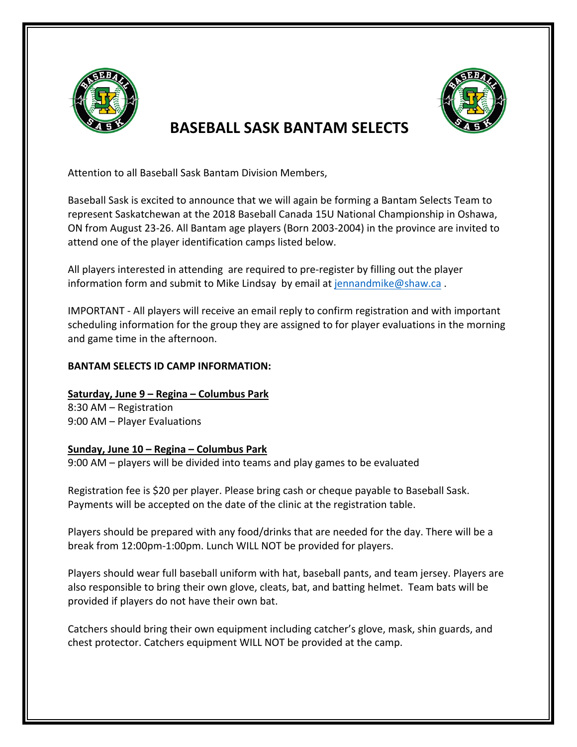# BASEBALL SASK BANTAM SELECTS

Attention to all Baseball Sask Bantam Division Members,

Baseball Sask is excited to announce that we will again be forming a Bantam Selects Team to represent Saskatchewan at the 2018 Baseball Canada 15U National Championship in Oshawa, ON from August 23-26. All Bantam age players (Born 2003-2004) in the province are invited to attend one of the player identification camps listed below.

All players interested in attending are required to pre-register by filling out the player information form and submit to Mike Lindsay by email at jennandmike@shaw.ca .

IMPORTANT - All players will receive an email reply to confirm registration and with important scheduling information for the group they are assigned to for player evaluations in the morning and game time in the afternoon.

**BANTAM SELECTS ID CAMP INFORMATION:**

**Saturday, June 9 – Regina – Columbus Park**
8:30 AM – Registration
9:00 AM – Player Evaluations

**Sunday, June 10 – Regina – Columbus Park**
9:00 AM – players will be divided into teams and play games to be evaluated

Registration fee is $20 per player. Please bring cash or cheque payable to Baseball Sask. Payments will be accepted on the date of the clinic at the registration table.

Players should be prepared with any food/drinks that are needed for the day. There will be a break from 12:00pm-1:00pm. Lunch WILL NOT be provided for players.

Players should wear full baseball uniform with hat, baseball pants, and team jersey. Players are also responsible to bring their own glove, cleats, bat, and batting helmet. Team bats will be provided if players do not have their own bat.

Catchers should bring their own equipment including catcher's glove, mask, shin guards, and chest protector. Catchers equipment WILL NOT be provided at the camp.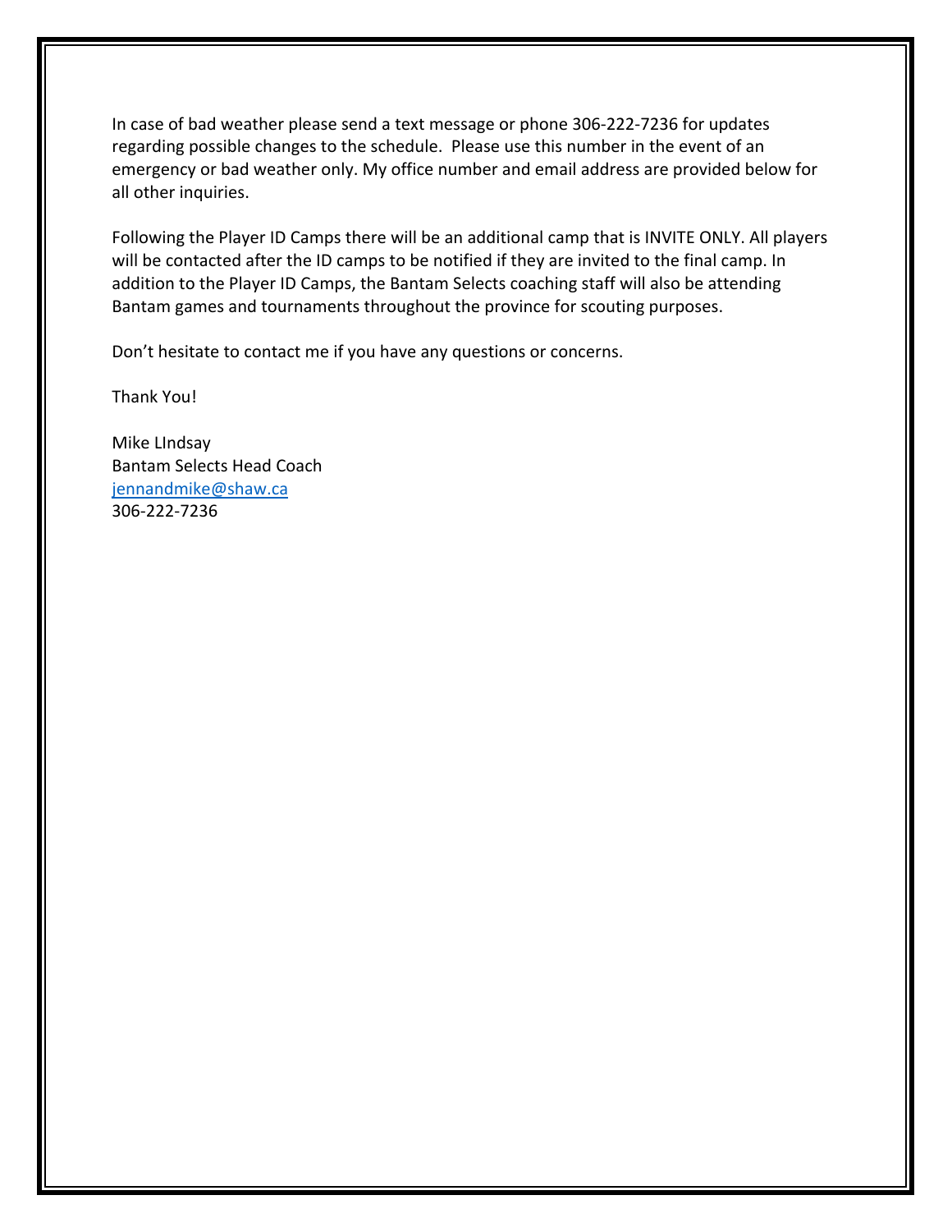In case of bad weather please send a text message or phone 306-222-7236 for updates regarding possible changes to the schedule. Please use this number in the event of an emergency or bad weather only. My office number and email address are provided below for all other inquiries.

Following the Player ID Camps there will be an additional camp that is INVITE ONLY. All players will be contacted after the ID camps to be notified if they are invited to the final camp. In addition to the Player ID Camps, the Bantam Selects coaching staff will also be attending Bantam games and tournaments throughout the province for scouting purposes.

Don't hesitate to contact me if you have any questions or concerns.

Thank You!

Mike LIndsay
Bantam Selects Head Coach
jennandmike@shaw.ca
306-222-7236